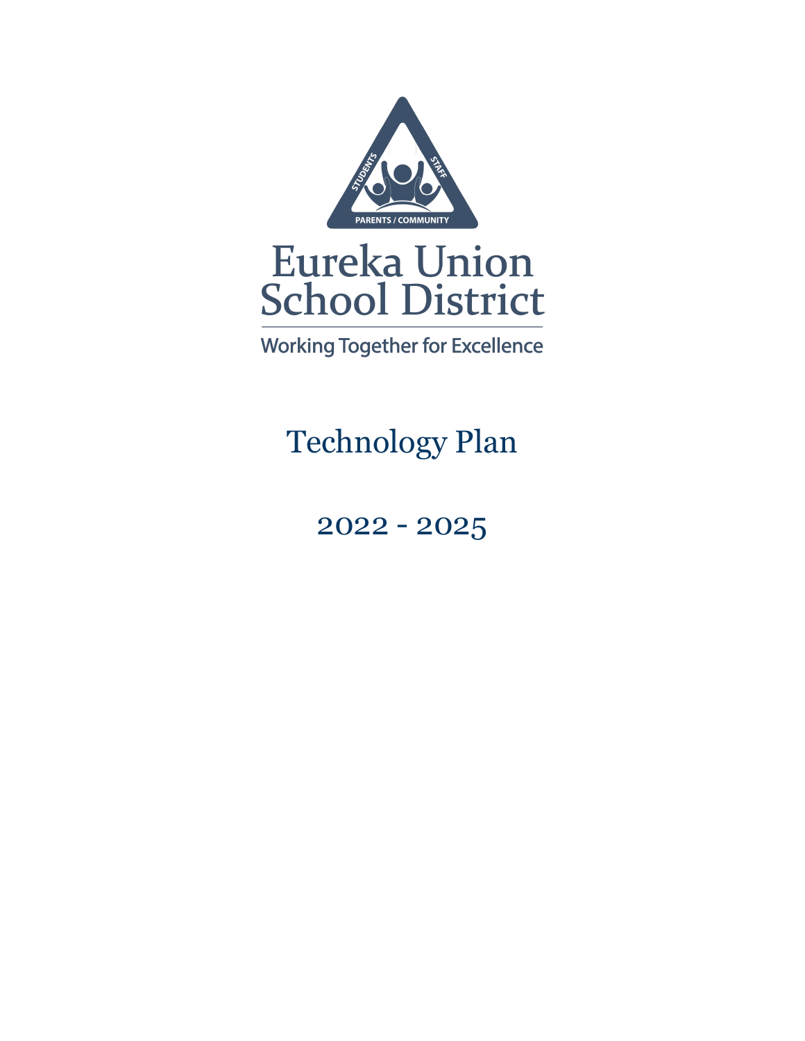STUDENTS STAFF PARENTS / COMMUNITY

# Eureka Union School District

Working Together for Excellence

## Technology Plan

## 2022 - 2025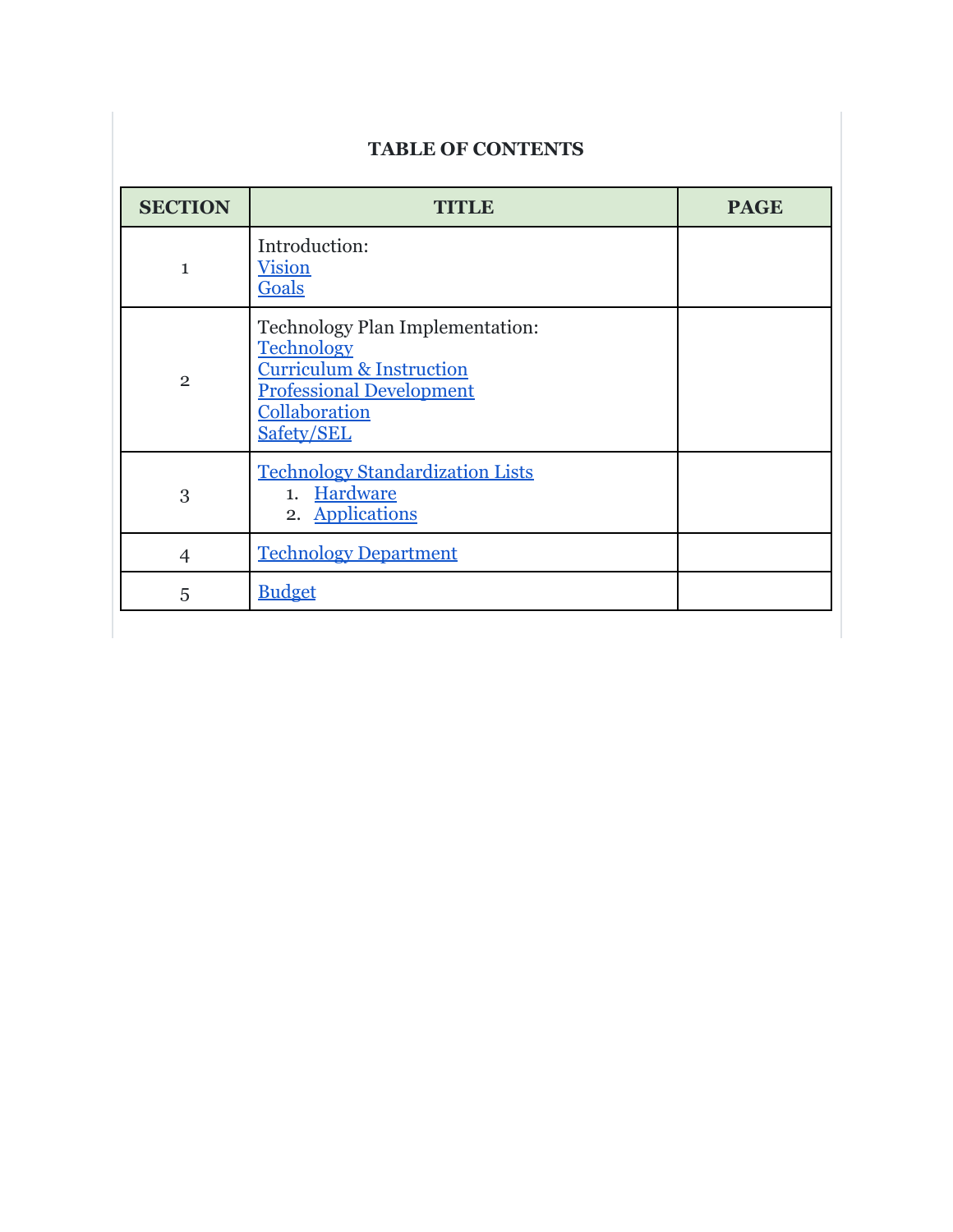**TABLE OF CONTENTS**

| SECTION | TITLE | PAGE |
|---|---|---|
| 1 | Introduction:<br>Vision<br>Goals | |
| 2 | Technology Plan Implementation:<br>Technology<br>Curriculum & Instruction<br>Professional Development<br>Collaboration<br>Safety/SEL | |
| 3 | Technology Standardization Lists<br>1. Hardware<br>2. Applications | |
| 4 | Technology Department | |
| 5 | Budget | |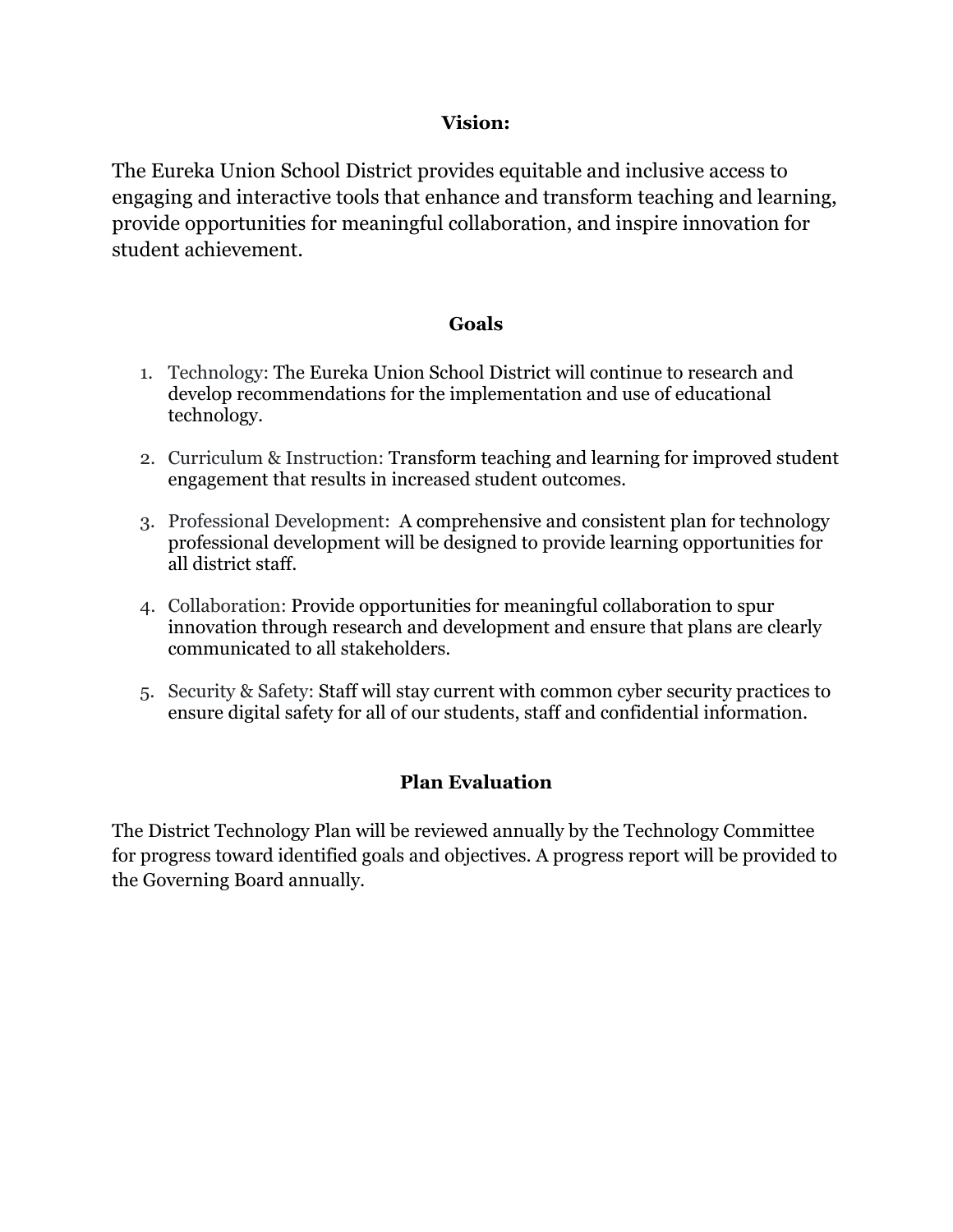## Vision:

The Eureka Union School District provides equitable and inclusive access to engaging and interactive tools that enhance and transform teaching and learning, provide opportunities for meaningful collaboration, and inspire innovation for student achievement.

## Goals

1. Technology: The Eureka Union School District will continue to research and develop recommendations for the implementation and use of educational technology.

2. Curriculum & Instruction: Transform teaching and learning for improved student engagement that results in increased student outcomes.

3. Professional Development: A comprehensive and consistent plan for technology professional development will be designed to provide learning opportunities for all district staff.

4. Collaboration: Provide opportunities for meaningful collaboration to spur innovation through research and development and ensure that plans are clearly communicated to all stakeholders.

5. Security & Safety: Staff will stay current with common cyber security practices to ensure digital safety for all of our students, staff and confidential information.

## Plan Evaluation

The District Technology Plan will be reviewed annually by the Technology Committee for progress toward identified goals and objectives. A progress report will be provided to the Governing Board annually.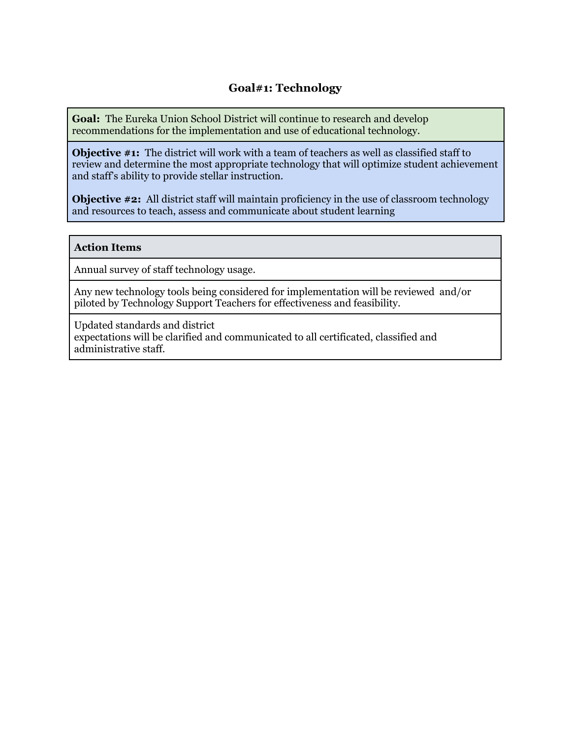## Goal#1: Technology

**Goal:** The Eureka Union School District will continue to research and develop recommendations for the implementation and use of educational technology.

**Objective #1:** The district will work with a team of teachers as well as classified staff to review and determine the most appropriate technology that will optimize student achievement and staff's ability to provide stellar instruction.

**Objective #2:** All district staff will maintain proficiency in the use of classroom technology and resources to teach, assess and communicate about student learning

| Action Items |
| --- |
| Annual survey of staff technology usage. |
| Any new technology tools being considered for implementation will be reviewed and/or piloted by Technology Support Teachers for effectiveness and feasibility. |
| Updated standards and district expectations will be clarified and communicated to all certificated, classified and administrative staff. |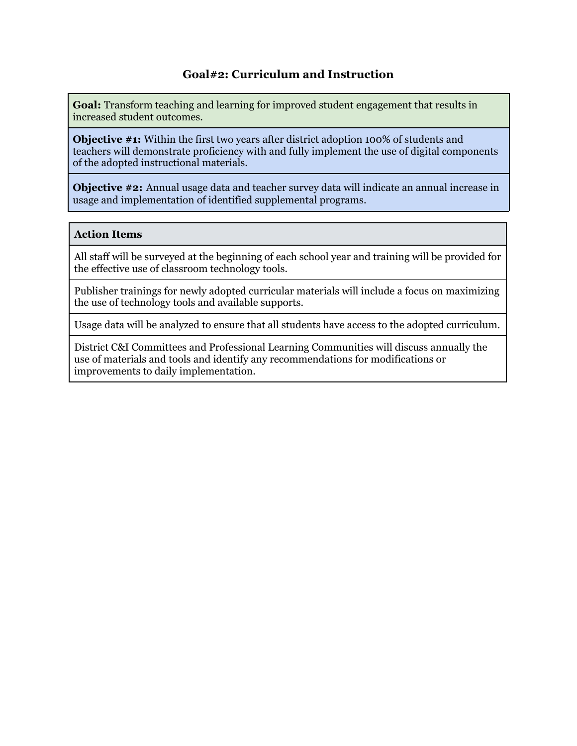## Goal#2: Curriculum and Instruction

| **Goal:** Transform teaching and learning for improved student engagement that results in increased student outcomes. |
|---|
| **Objective #1:** Within the first two years after district adoption 100% of students and teachers will demonstrate proficiency with and fully implement the use of digital components of the adopted instructional materials. |
| **Objective #2:** Annual usage data and teacher survey data will indicate an annual increase in usage and implementation of identified supplemental programs. |

| **Action Items** |
|---|
| All staff will be surveyed at the beginning of each school year and training will be provided for the effective use of classroom technology tools. |
| Publisher trainings for newly adopted curricular materials will include a focus on maximizing the use of technology tools and available supports. |
| Usage data will be analyzed to ensure that all students have access to the adopted curriculum. |
| District C&I Committees and Professional Learning Communities will discuss annually the use of materials and tools and identify any recommendations for modifications or improvements to daily implementation. |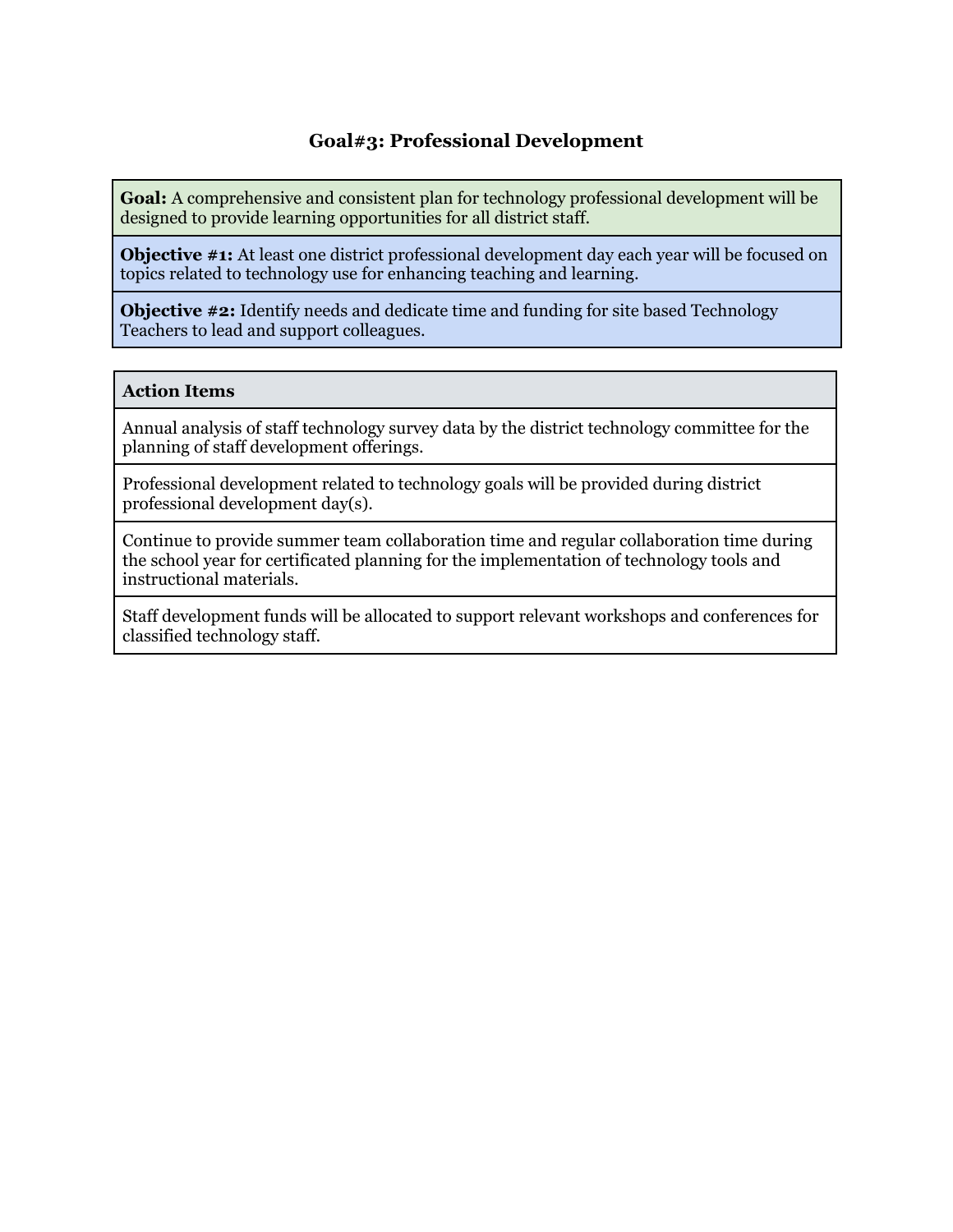## Goal#3: Professional Development

| **Goal:** A comprehensive and consistent plan for technology professional development will be designed to provide learning opportunities for all district staff. |
|---|
| **Objective #1:** At least one district professional development day each year will be focused on topics related to technology use for enhancing teaching and learning. |
| **Objective #2:** Identify needs and dedicate time and funding for site based Technology Teachers to lead and support colleagues. |

| **Action Items** |
|---|
| Annual analysis of staff technology survey data by the district technology committee for the planning of staff development offerings. |
| Professional development related to technology goals will be provided during district professional development day(s). |
| Continue to provide summer team collaboration time and regular collaboration time during the school year for certificated planning for the implementation of technology tools and instructional materials. |
| Staff development funds will be allocated to support relevant workshops and conferences for classified technology staff. |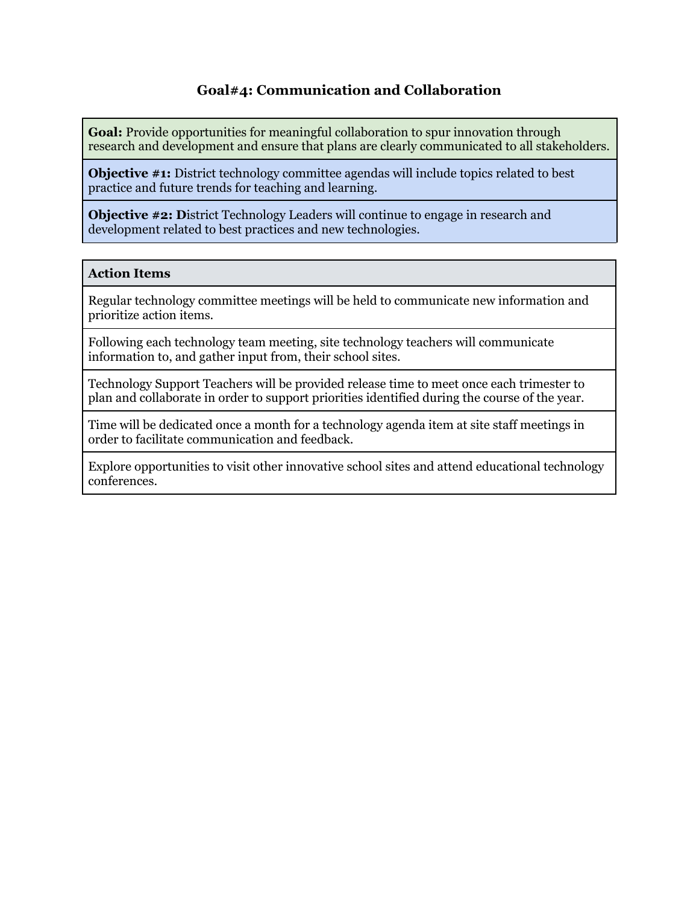## Goal#4: Communication and Collaboration

| **Goal:** Provide opportunities for meaningful collaboration to spur innovation through research and development and ensure that plans are clearly communicated to all stakeholders. |
|---|
| **Objective #1:** District technology committee agendas will include topics related to best practice and future trends for teaching and learning. |
| **Objective #2: D**istrict Technology Leaders will continue to engage in research and development related to best practices and new technologies. |

| **Action Items** |
|---|
| Regular technology committee meetings will be held to communicate new information and prioritize action items. |
| Following each technology team meeting, site technology teachers will communicate information to, and gather input from, their school sites. |
| Technology Support Teachers will be provided release time to meet once each trimester to plan and collaborate in order to support priorities identified during the course of the year. |
| Time will be dedicated once a month for a technology agenda item at site staff meetings in order to facilitate communication and feedback. |
| Explore opportunities to visit other innovative school sites and attend educational technology conferences. |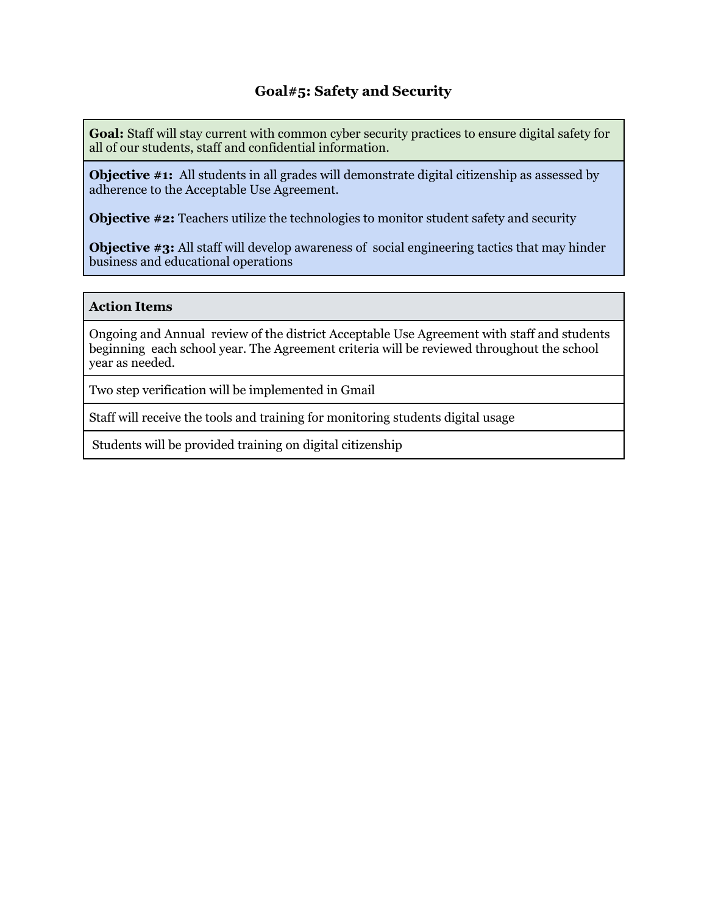## Goal#5: Safety and Security

| **Goal:** Staff will stay current with common cyber security practices to ensure digital safety for all of our students, staff and confidential information. |
|---|
| **Objective #1:** All students in all grades will demonstrate digital citizenship as assessed by adherence to the Acceptable Use Agreement.<br><br>**Objective #2:** Teachers utilize the technologies to monitor student safety and security<br><br>**Objective #3:** All staff will develop awareness of social engineering tactics that may hinder business and educational operations |

| **Action Items** |
|---|
| Ongoing and Annual review of the district Acceptable Use Agreement with staff and students beginning each school year. The Agreement criteria will be reviewed throughout the school year as needed. |
| Two step verification will be implemented in Gmail |
| Staff will receive the tools and training for monitoring students digital usage |
| Students will be provided training on digital citizenship |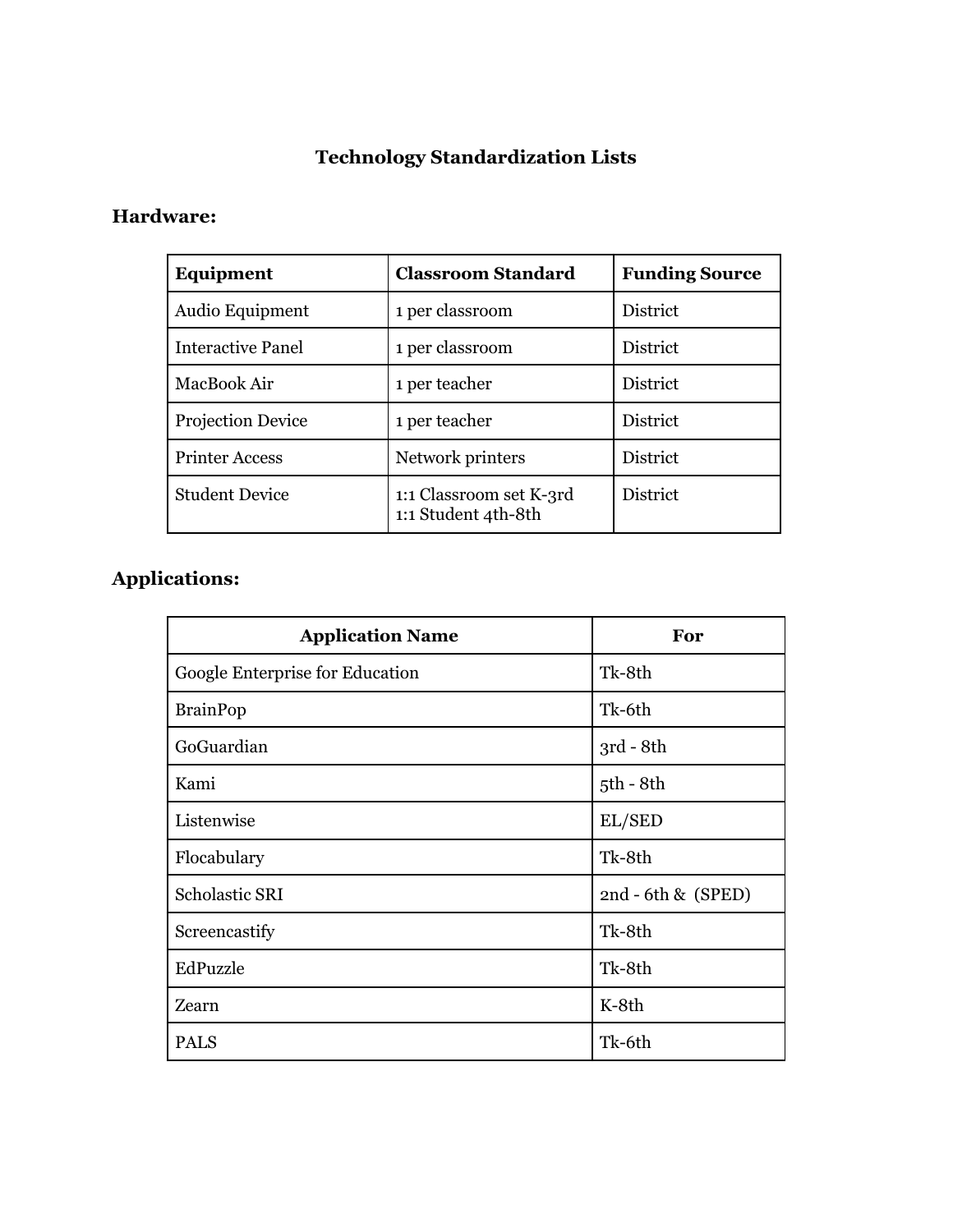# Technology Standardization Lists

## Hardware:

| Equipment | Classroom Standard | Funding Source |
|---|---|---|
| Audio Equipment | 1 per classroom | District |
| Interactive Panel | 1 per classroom | District |
| MacBook Air | 1 per teacher | District |
| Projection Device | 1 per teacher | District |
| Printer Access | Network printers | District |
| Student Device | 1:1 Classroom set K-3rd<br>1:1 Student 4th-8th | District |

## Applications:

| Application Name | For |
|---|---|
| Google Enterprise for Education | Tk-8th |
| BrainPop | Tk-6th |
| GoGuardian | 3rd - 8th |
| Kami | 5th - 8th |
| Listenwise | EL/SED |
| Flocabulary | Tk-8th |
| Scholastic SRI | 2nd - 6th & (SPED) |
| Screencastify | Tk-8th |
| EdPuzzle | Tk-8th |
| Zearn | K-8th |
| PALS | Tk-6th |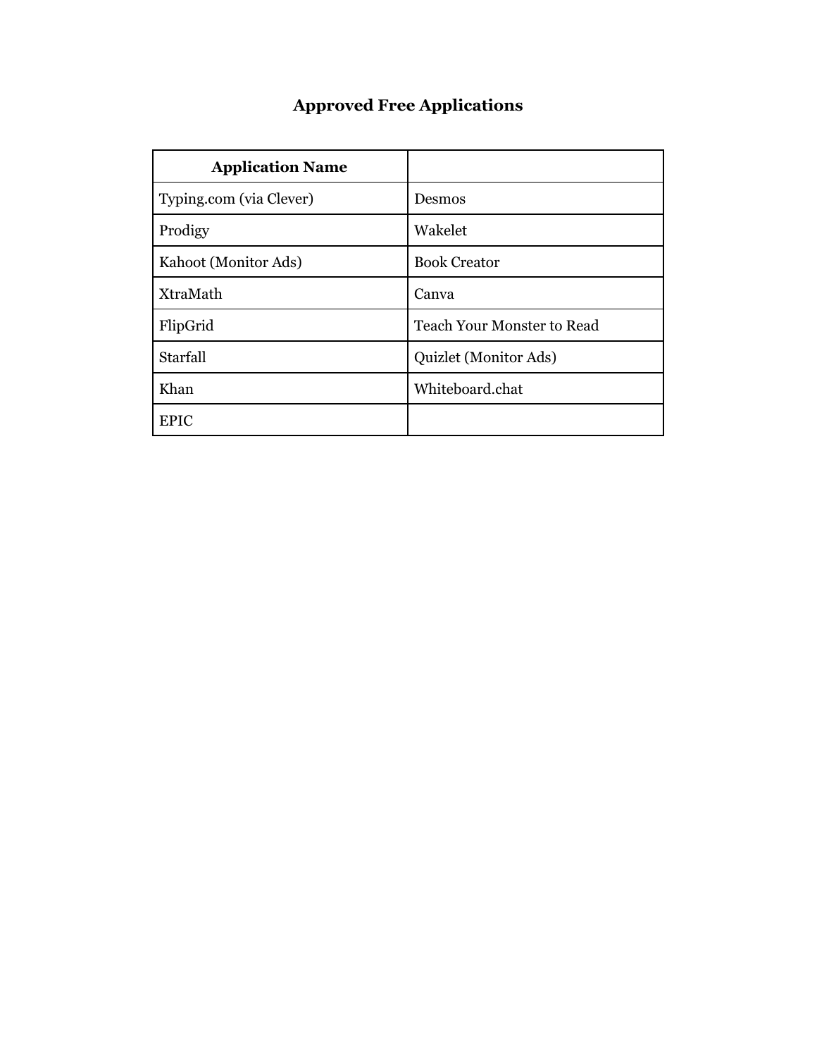## Approved Free Applications

| Application Name | |
|---|---|
| Typing.com (via Clever) | Desmos |
| Prodigy | Wakelet |
| Kahoot (Monitor Ads) | Book Creator |
| XtraMath | Canva |
| FlipGrid | Teach Your Monster to Read |
| Starfall | Quizlet (Monitor Ads) |
| Khan | Whiteboard.chat |
| EPIC | |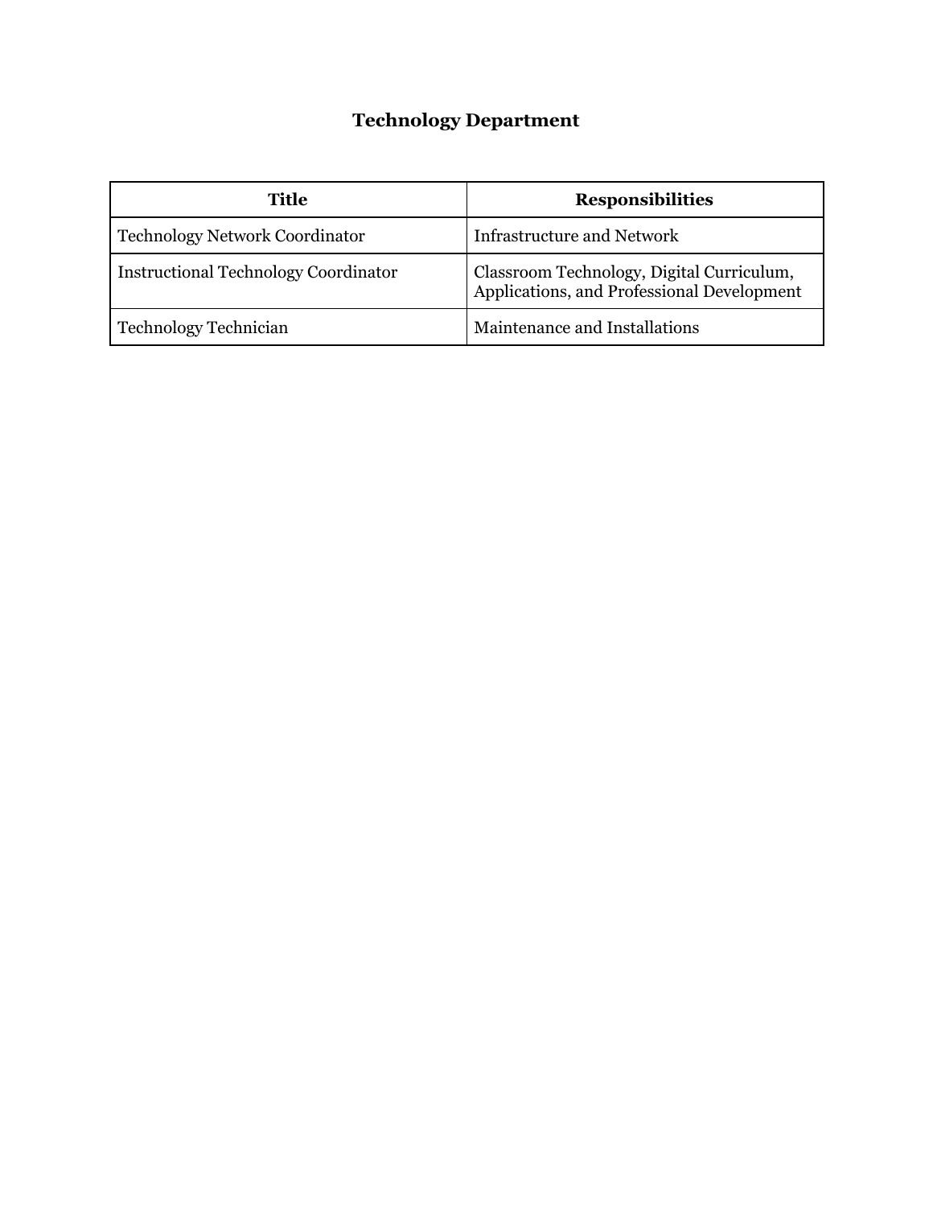# Technology Department

| Title | Responsibilities |
|---|---|
| Technology Network Coordinator | Infrastructure and Network |
| Instructional Technology Coordinator | Classroom Technology, Digital Curriculum, Applications, and Professional Development |
| Technology Technician | Maintenance and Installations |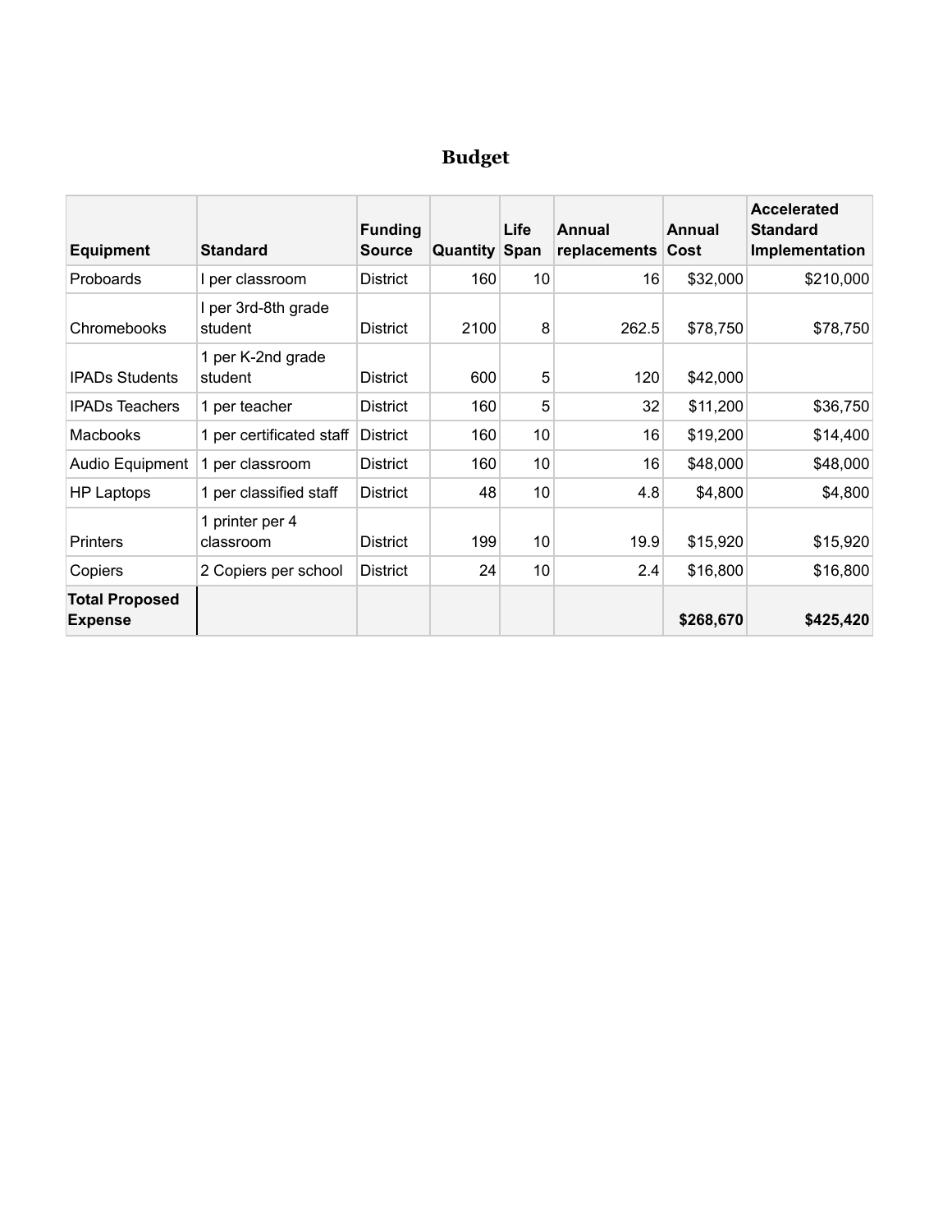# Budget

| Equipment | Standard | Funding Source | Quantity | Life Span | Annual replacements | Annual Cost | Accelerated Standard Implementation |
|---|---|---|---|---|---|---|---|
| Proboards | I per classroom | District | 160 | 10 | 16 | $32,000 | $210,000 |
| Chromebooks | I per 3rd-8th grade student | District | 2100 | 8 | 262.5 | $78,750 | $78,750 |
| IPADs Students | 1 per K-2nd grade student | District | 600 | 5 | 120 | $42,000 | |
| IPADs Teachers | 1 per teacher | District | 160 | 5 | 32 | $11,200 | $36,750 |
| Macbooks | 1 per certificated staff | District | 160 | 10 | 16 | $19,200 | $14,400 |
| Audio Equipment | 1 per classroom | District | 160 | 10 | 16 | $48,000 | $48,000 |
| HP Laptops | 1 per classified staff | District | 48 | 10 | 4.8 | $4,800 | $4,800 |
| Printers | 1 printer per 4 classroom | District | 199 | 10 | 19.9 | $15,920 | $15,920 |
| Copiers | 2 Copiers per school | District | 24 | 10 | 2.4 | $16,800 | $16,800 |
| **Total Proposed Expense** | | | | | | **$268,670** | **$425,420** |